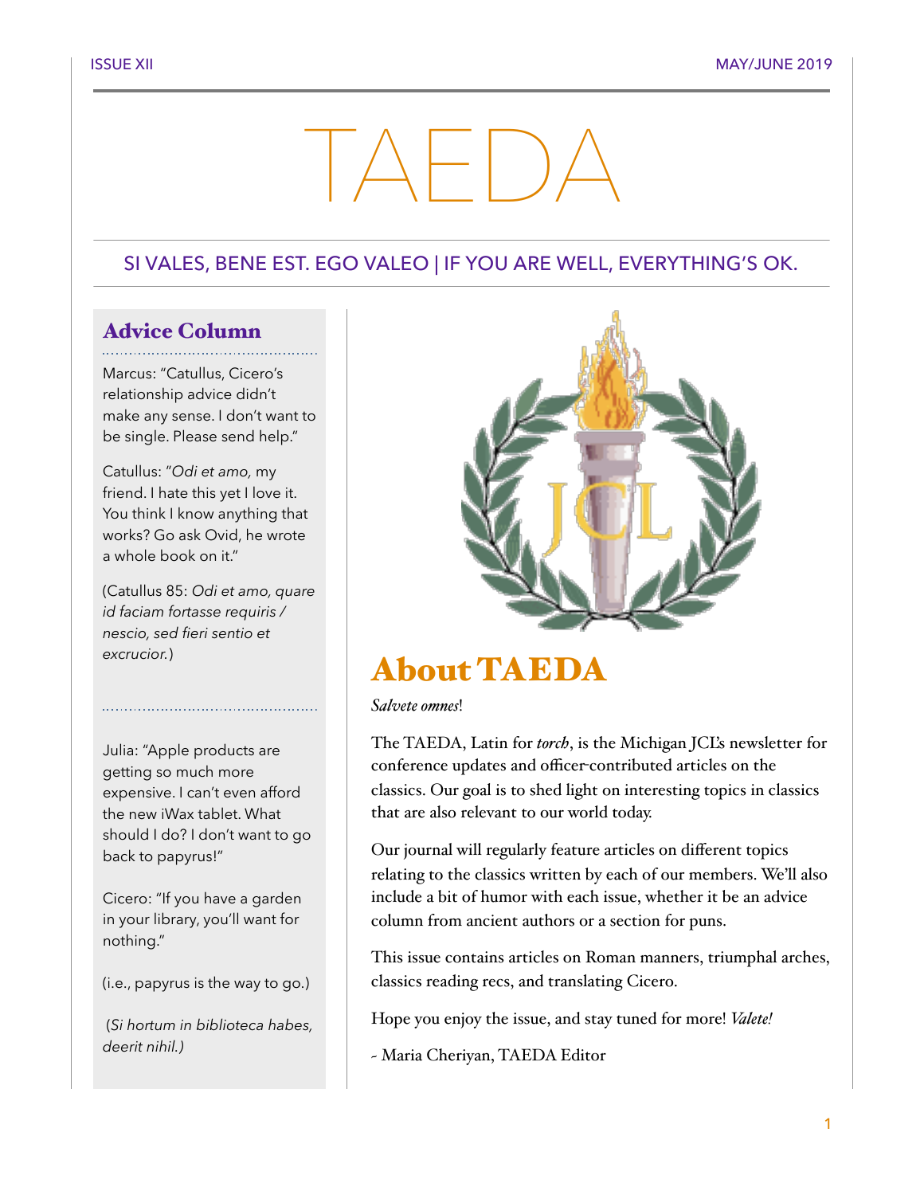# TAEDA

SI VALES, BENE EST. EGO VALEO | IF YOU ARE WELL, EVERYTHING'S OK.

## Advice Column

Marcus: "Catullus, Cicero's relationship advice didn't make any sense. I don't want to be single. Please send help."

Catullus: "*Odi et amo,* my friend. I hate this yet I love it. You think I know anything that works? Go ask Ovid, he wrote a whole book on it."

(Catullus 85: *Odi et amo, quare id faciam fortasse requiris / nescio, sed fieri sentio et excrucior.*)

Julia: "Apple products are getting so much more expensive. I can't even afford the new iWax tablet. What should I do? I don't want to go back to papyrus!"

Cicero: "If you have a garden in your library, you'll want for nothing."

(i.e., papyrus is the way to go.)

(*Si hortum in biblioteca habes, deerit nihil.)*

## About TAEDA

*Salvete omnes*!

The TAEDA, Latin for *torch*, is the Michigan JCL's newsletter for conference updates and officer-contributed articles on the classics. Our goal is to shed light on interesting topics in classics that are also relevant to our world today.

Our journal will regularly feature articles on different topics relating to the classics written by each of our members. We'll also include a bit of humor with each issue, whether it be an advice column from ancient authors or a section for puns.

This issue contains articles on Roman manners, triumphal arches, classics reading recs, and translating Cicero.

Hope you enjoy the issue, and stay tuned for more! *Valete!*

- Maria Cheriyan, TAEDA Editor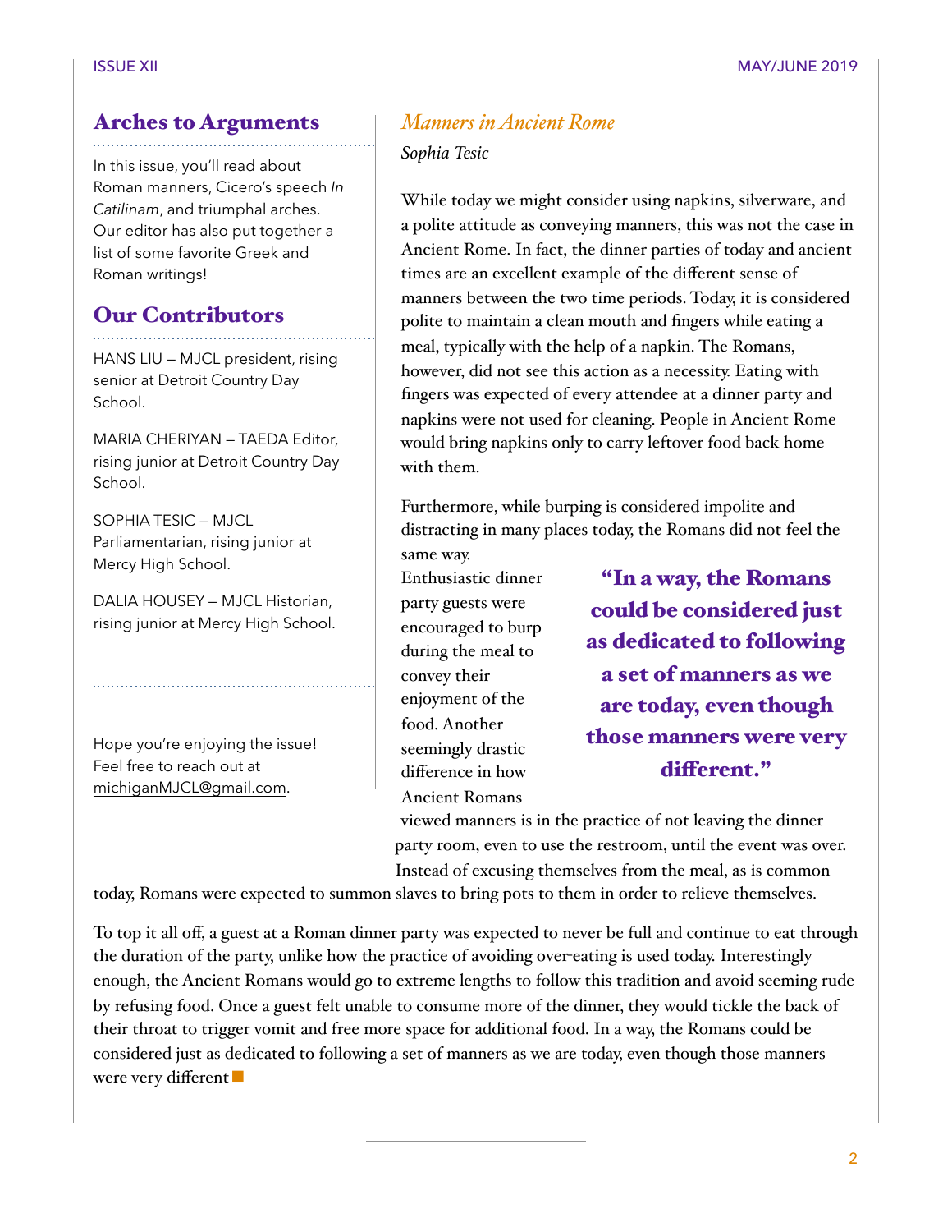## Arches to Arguments

In this issue, you'll read about Roman manners, Cicero's speech *In Catilinam*, and triumphal arches. Our editor has also put together a list of some favorite Greek and Roman writings!

## Our Contributors

HANS LIU – MJCL president, rising senior at Detroit Country Day School.

MARIA CHERIYAN – TAEDA Editor, rising junior at Detroit Country Day School.

SOPHIA TESIC – MJCL Parliamentarian, rising junior at Mercy High School.

DALIA HOUSEY – MJCL Historian, rising junior at Mercy High School.

Hope you're enjoying the issue! Feel free to reach out at michiganMJCL@gmail.com.

## *Manners in Ancient Rome*

*Sophia Tesic*

While today we might consider using napkins, silverware, and a polite attitude as conveying manners, this was not the case in Ancient Rome. In fact, the dinner parties of today and ancient times are an excellent example of the different sense of manners between the two time periods. Today, it is considered polite to maintain a clean mouth and fingers while eating a meal, typically with the help of a napkin. The Romans, however, did not see this action as a necessity. Eating with fingers was expected of every attendee at a dinner party and napkins were not used for cleaning. People in Ancient Rome would bring napkins only to carry leftover food back home with them.

Furthermore, while burping is considered impolite and distracting in many places today, the Romans did not feel the same way. Enthusiastic dinner party guests were encouraged to burp during the meal to convey their enjoyment of the food. Another seemingly drastic difference in how Ancient Romans viewed manners is in the practice of not leaving the dinner party room, even to use the restroom, until the event was over. Instead of excusing themselves from the meal, as is common today, Romans were expected to summon slaves to bring pots to them in order to relieve themselves.

> **"In a way, the Romans could be considered just as dedicated to following a set of manners as we are today, even though those manners were very different."**

To top it all off, a guest at a Roman dinner party was expected to never be full and continue to eat through the duration of the party, unlike how the practice of avoiding over-eating is used today. Interestingly enough, the Ancient Romans would go to extreme lengths to follow this tradition and avoid seeming rude by refusing food. Once a guest felt unable to consume more of the dinner, they would tickle the back of their throat to trigger vomit and free more space for additional food. In a way, the Romans could be considered just as dedicated to following a set of manners as we are today, even though those manners were very different ■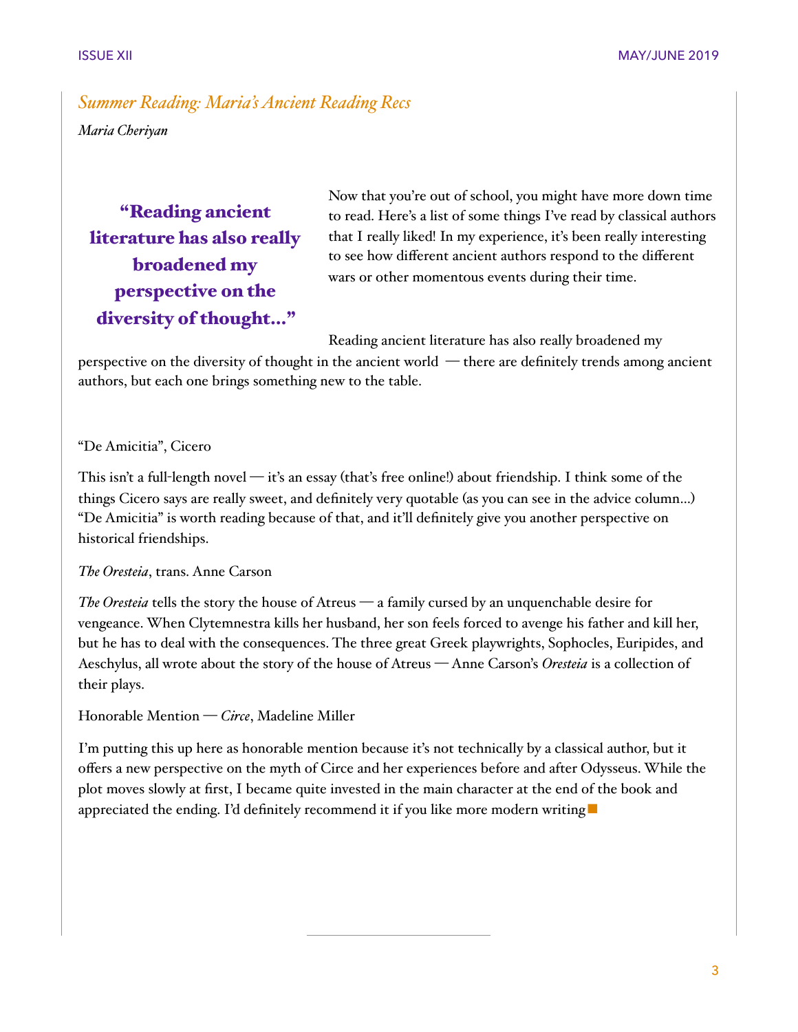## *Summer Reading: Maria's Ancient Reading Recs*

*Maria Cheriyan*

> **"Reading ancient literature has also really broadened my perspective on the diversity of thought..."**

Now that you're out of school, you might have more down time to read. Here's a list of some things I've read by classical authors that I really liked! In my experience, it's been really interesting to see how different ancient authors respond to the different wars or other momentous events during their time.

Reading ancient literature has also really broadened my perspective on the diversity of thought in the ancient world — there are definitely trends among ancient authors, but each one brings something new to the table.

"De Amicitia", Cicero

This isn't a full-length novel — it's an essay (that's free online!) about friendship. I think some of the things Cicero says are really sweet, and definitely very quotable (as you can see in the advice column...) "De Amicitia" is worth reading because of that, and it'll definitely give you another perspective on historical friendships.

*The Oresteia*, trans. Anne Carson

*The Oresteia* tells the story the house of Atreus — a family cursed by an unquenchable desire for vengeance. When Clytemnestra kills her husband, her son feels forced to avenge his father and kill her, but he has to deal with the consequences. The three great Greek playwrights, Sophocles, Euripides, and Aeschylus, all wrote about the story of the house of Atreus — Anne Carson's *Oresteia* is a collection of their plays.

Honorable Mention — *Circe*, Madeline Miller

I'm putting this up here as honorable mention because it's not technically by a classical author, but it offers a new perspective on the myth of Circe and her experiences before and after Odysseus. While the plot moves slowly at first, I became quite invested in the main character at the end of the book and appreciated the ending. I'd definitely recommend it if you like more modern writing ■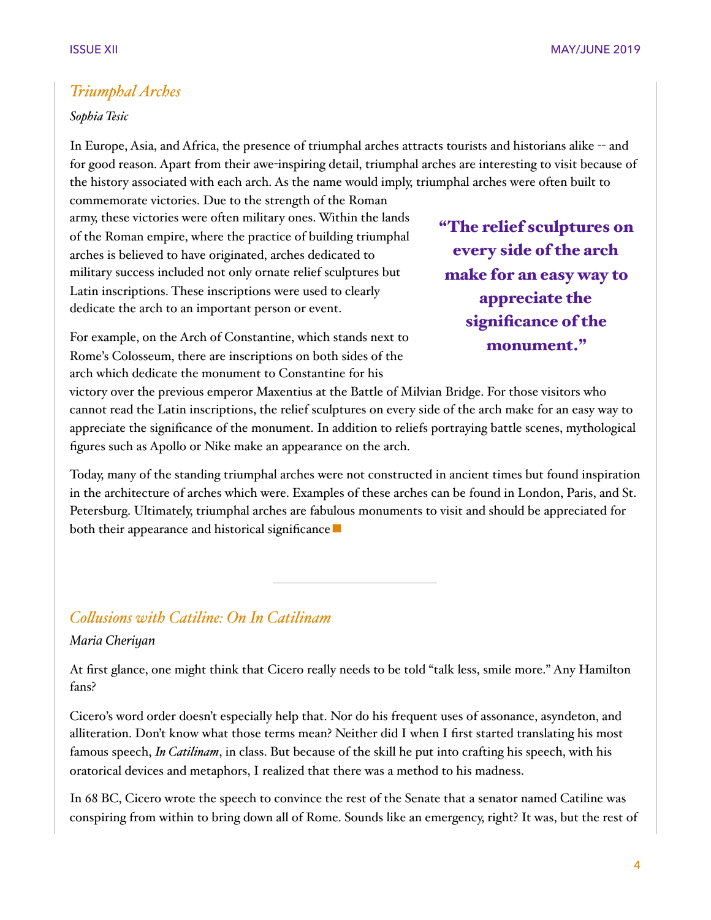## *Triumphal Arches*

*Sophia Tesic*

In Europe, Asia, and Africa, the presence of triumphal arches attracts tourists and historians alike -- and for good reason. Apart from their awe-inspiring detail, triumphal arches are interesting to visit because of the history associated with each arch. As the name would imply, triumphal arches were often built to commemorate victories. Due to the strength of the Roman army, these victories were often military ones. Within the lands of the Roman empire, where the practice of building triumphal arches is believed to have originated, arches dedicated to military success included not only ornate relief sculptures but Latin inscriptions. These inscriptions were used to clearly dedicate the arch to an important person or event.

> **"The relief sculptures on every side of the arch make for an easy way to appreciate the significance of the monument."**

For example, on the Arch of Constantine, which stands next to Rome's Colosseum, there are inscriptions on both sides of the arch which dedicate the monument to Constantine for his victory over the previous emperor Maxentius at the Battle of Milvian Bridge. For those visitors who cannot read the Latin inscriptions, the relief sculptures on every side of the arch make for an easy way to appreciate the significance of the monument. In addition to reliefs portraying battle scenes, mythological figures such as Apollo or Nike make an appearance on the arch.

Today, many of the standing triumphal arches were not constructed in ancient times but found inspiration in the architecture of arches which were. Examples of these arches can be found in London, Paris, and St. Petersburg. Ultimately, triumphal arches are fabulous monuments to visit and should be appreciated for both their appearance and historical significance ■

---

## *Collusions with Catiline: On In Catilinam*

*Maria Cheriyan*

At first glance, one might think that Cicero really needs to be told "talk less, smile more." Any Hamilton fans?

Cicero's word order doesn't especially help that. Nor do his frequent uses of assonance, asyndeton, and alliteration. Don't know what those terms mean? Neither did I when I first started translating his most famous speech, *In Catilinam*, in class. But because of the skill he put into crafting his speech, with his oratorical devices and metaphors, I realized that there was a method to his madness.

In 68 BC, Cicero wrote the speech to convince the rest of the Senate that a senator named Catiline was conspiring from within to bring down all of Rome. Sounds like an emergency, right? It was, but the rest of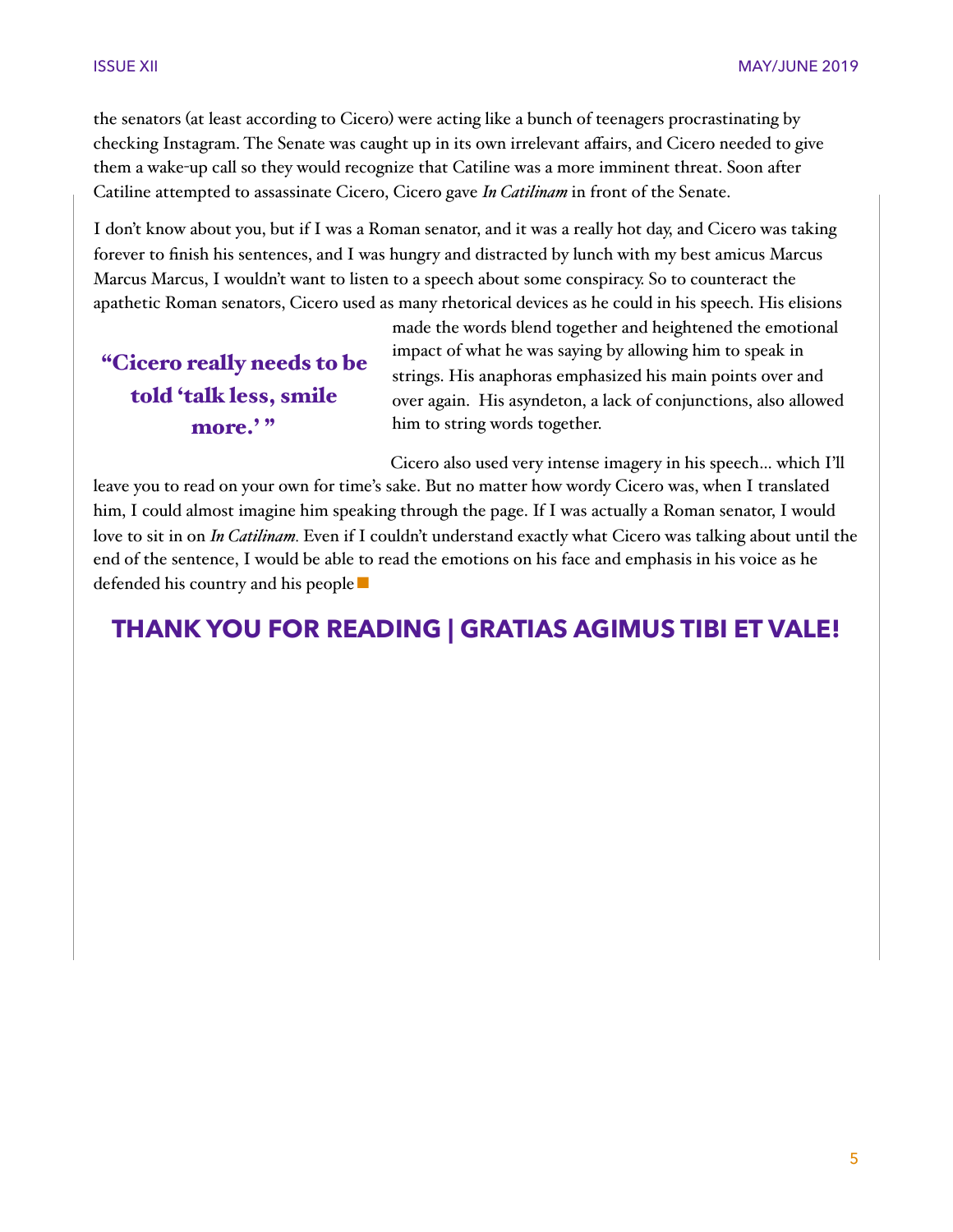the senators (at least according to Cicero) were acting like a bunch of teenagers procrastinating by checking Instagram. The Senate was caught up in its own irrelevant affairs, and Cicero needed to give them a wake-up call so they would recognize that Catiline was a more imminent threat. Soon after Catiline attempted to assassinate Cicero, Cicero gave *In Catilinam* in front of the Senate.

I don't know about you, but if I was a Roman senator, and it was a really hot day, and Cicero was taking forever to finish his sentences, and I was hungry and distracted by lunch with my best amicus Marcus Marcus Marcus, I wouldn't want to listen to a speech about some conspiracy. So to counteract the apathetic Roman senators, Cicero used as many rhetorical devices as he could in his speech. His elisions made the words blend together and heightened the emotional impact of what he was saying by allowing him to speak in strings. His anaphoras emphasized his main points over and over again. His asyndeton, a lack of conjunctions, also allowed him to string words together.

> **"Cicero really needs to be told 'talk less, smile more.' "**

Cicero also used very intense imagery in his speech… which I'll leave you to read on your own for time's sake. But no matter how wordy Cicero was, when I translated him, I could almost imagine him speaking through the page. If I was actually a Roman senator, I would love to sit in on *In Catilinam.* Even if I couldn't understand exactly what Cicero was talking about until the end of the sentence, I would be able to read the emotions on his face and emphasis in his voice as he defended his country and his people ■

## THANK YOU FOR READING | GRATIAS AGIMUS TIBI ET VALE!